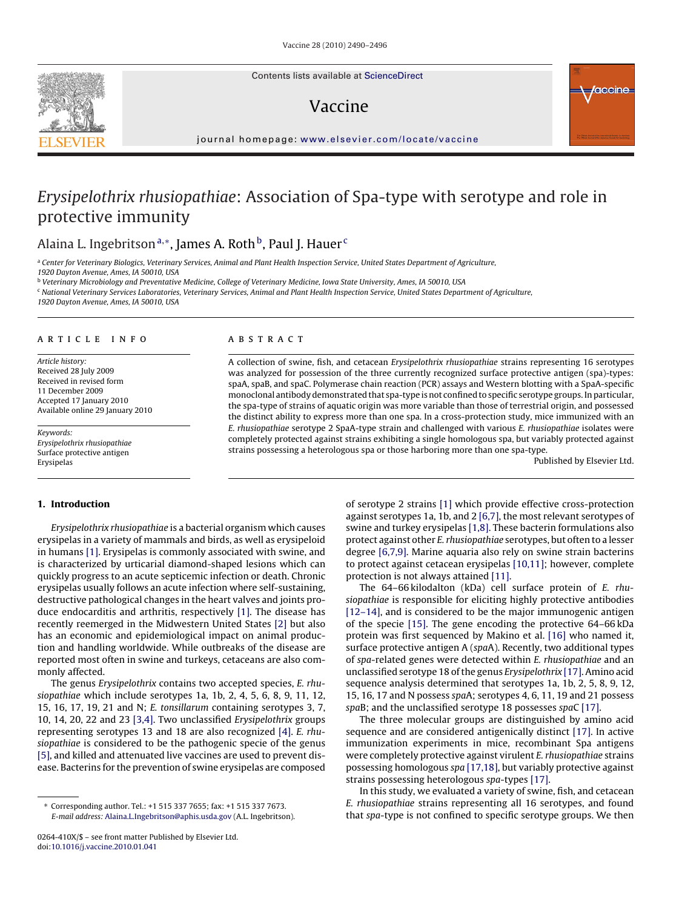# *Erysipelothrix rhusiopathiae*: Association of Spa-type with serotype and role in protective immunity

Alaina L. Ingebritson[a,*], James A. Roth[b], Paul J. Hauer[c]

[a] Center for Veterinary Biologics, Veterinary Services, Animal and Plant Health Inspection Service, United States Department of Agriculture, 1920 Dayton Avenue, Ames, IA 50010, USA

[b] Veterinary Microbiology and Preventative Medicine, College of Veterinary Medicine, Iowa State University, Ames, IA 50010, USA

[c] National Veterinary Services Laboratories, Veterinary Services, Animal and Plant Health Inspection Service, United States Department of Agriculture, 1920 Dayton Avenue, Ames, IA 50010, USA

## ARTICLE INFO

*Article history:*
Received 28 July 2009
Received in revised form 11 December 2009
Accepted 17 January 2010
Available online 29 January 2010

*Keywords:*
*Erysipelothrix rhusiopathiae*
Surface protective antigen
Erysipelas

## ABSTRACT

A collection of swine, fish, and cetacean *Erysipelothrix rhusiopathiae* strains representing 16 serotypes was analyzed for possession of the three currently recognized surface protective antigen (spa)-types: spaA, spaB, and spaC. Polymerase chain reaction (PCR) assays and Western blotting with a SpaA-specific monoclonal antibody demonstrated that spa-type is not confined to specific serotype groups. In particular, the spa-type of strains of aquatic origin was more variable than those of terrestrial origin, and possessed the distinct ability to express more than one spa. In a cross-protection study, mice immunized with an *E. rhusiopathiae* serotype 2 SpaA-type strain and challenged with various *E. rhusiopathiae* isolates were completely protected against strains exhibiting a single homologous spa, but variably protected against strains possessing a heterologous spa or those harboring more than one spa-type.

Published by Elsevier Ltd.

## 1. Introduction

*Erysipelothrix rhusiopathiae* is a bacterial organism which causes erysipelas in a variety of mammals and birds, as well as erysipeloid in humans [1]. Erysipelas is commonly associated with swine, and is characterized by urticarial diamond-shaped lesions which can quickly progress to an acute septicemic infection or death. Chronic erysipelas usually follows an acute infection where self-sustaining, destructive pathological changes in the heart valves and joints produce endocarditis and arthritis, respectively [1]. The disease has recently reemerged in the Midwestern United States [2] but also has an economic and epidemiological impact on animal production and handling worldwide. While outbreaks of the disease are reported most often in swine and turkeys, cetaceans are also commonly affected.

The genus *Erysipelothrix* contains two accepted species, *E. rhusiopathiae* which include serotypes 1a, 1b, 2, 4, 5, 6, 8, 9, 11, 12, 15, 16, 17, 19, 21 and N; *E. tonsillarum* containing serotypes 3, 7, 10, 14, 20, 22 and 23 [3,4]. Two unclassified *Erysipelothrix* groups representing serotypes 13 and 18 are also recognized [4]. *E. rhusiopathiae* is considered to be the pathogenic specie of the genus [5], and killed and attenuated live vaccines are used to prevent disease. Bacterins for the prevention of swine erysipelas are composed of serotype 2 strains [1] which provide effective cross-protection against serotypes 1a, 1b, and 2 [6,7], the most relevant serotypes of swine and turkey erysipelas [1,8]. These bacterin formulations also protect against other *E. rhusiopathiae* serotypes, but often to a lesser degree [6,7,9]. Marine aquaria also rely on swine strain bacterins to protect against cetacean erysipelas [10,11]; however, complete protection is not always attained [11].

The 64–66 kilodalton (kDa) cell surface protein of *E. rhusiopathiae* is responsible for eliciting highly protective antibodies [12–14], and is considered to be the major immunogenic antigen of the specie [15]. The gene encoding the protective 64–66 kDa protein was first sequenced by Makino et al. [16] who named it, surface protective antigen A (*spa*A). Recently, two additional types of *spa*-related genes were detected within *E. rhusiopathiae* and an unclassified serotype 18 of the genus *Erysipelothrix* [17]. Amino acid sequence analysis determined that serotypes 1a, 1b, 2, 5, 8, 9, 12, 15, 16, 17 and N possess *spa*A; serotypes 4, 6, 11, 19 and 21 possess *spa*B; and the unclassified serotype 18 possesses *spa*C [17].

The three molecular groups are distinguished by amino acid sequence and are considered antigenically distinct [17]. In active immunization experiments in mice, recombinant Spa antigens were completely protective against virulent *E. rhusiopathiae* strains possessing homologous *spa* [17,18], but variably protective against strains possessing heterologous *spa*-types [17].

In this study, we evaluated a variety of swine, fish, and cetacean *E. rhusiopathiae* strains representing all 16 serotypes, and found that *spa*-type is not confined to specific serotype groups. We then

---

\* Corresponding author. Tel.: +1 515 337 7655; fax: +1 515 337 7673. *E-mail address:* Alaina.L.Ingebritson@aphis.usda.gov (A.L. Ingebritson).

0264-410X/$ – see front matter Published by Elsevier Ltd.
doi:10.1016/j.vaccine.2010.01.041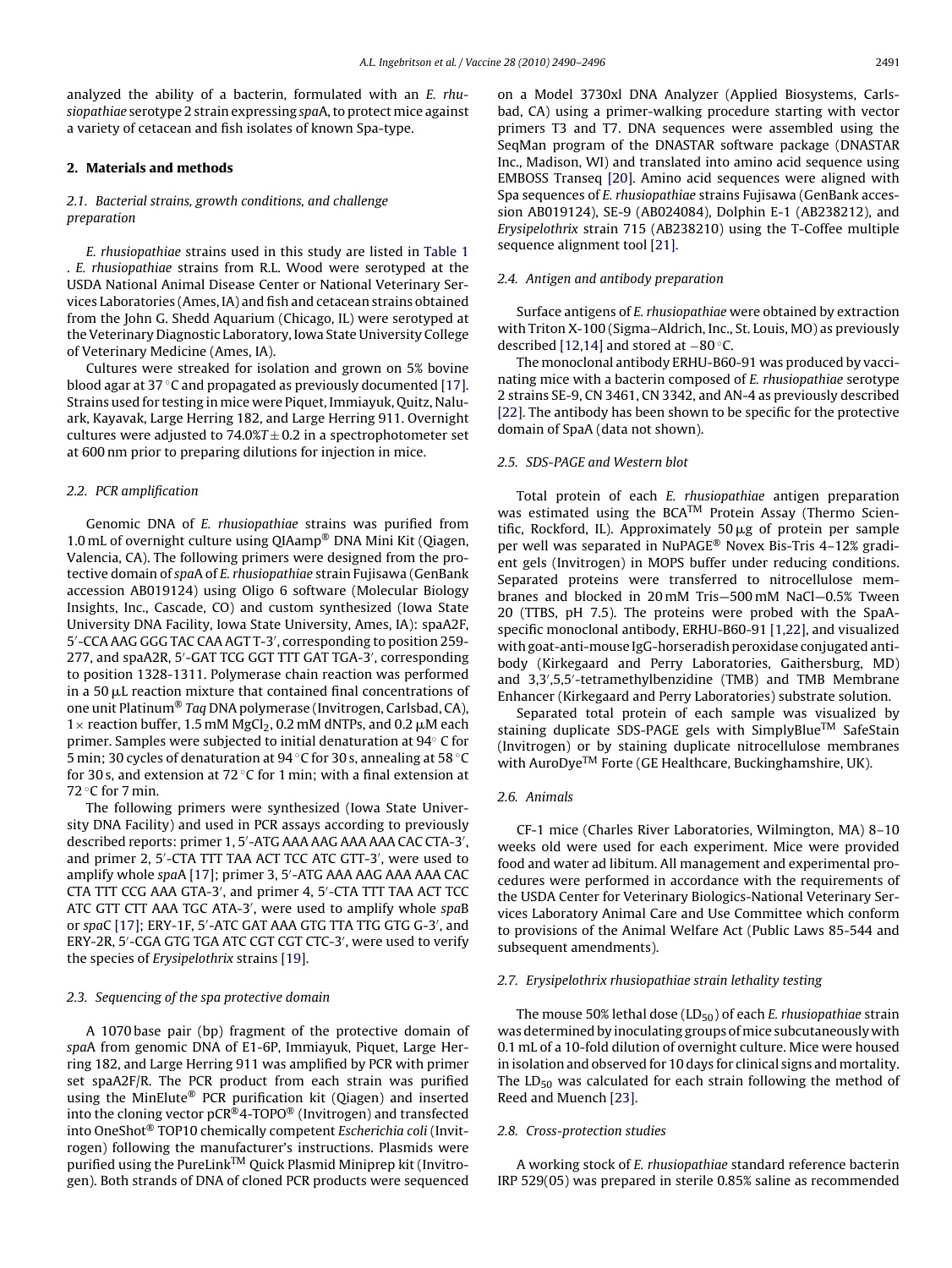analyzed the ability of a bacterin, formulated with an *E. rhusiopathiae* serotype 2 strain expressing *spa*A, to protect mice against a variety of cetacean and fish isolates of known Spa-type.

## 2. Materials and methods

### 2.1. Bacterial strains, growth conditions, and challenge preparation

*E. rhusiopathiae* strains used in this study are listed in Table 1 . *E. rhusiopathiae* strains from R.L. Wood were serotyped at the USDA National Animal Disease Center or National Veterinary Services Laboratories (Ames, IA) and fish and cetacean strains obtained from the John G. Shedd Aquarium (Chicago, IL) were serotyped at the Veterinary Diagnostic Laboratory, Iowa State University College of Veterinary Medicine (Ames, IA).

Cultures were streaked for isolation and grown on 5% bovine blood agar at 37 °C and propagated as previously documented [17]. Strains used for testing in mice were Piquet, Immiayuk, Quitz, Naluark, Kayavak, Large Herring 182, and Large Herring 911. Overnight cultures were adjusted to 74.0%$T \pm 0.2$ in a spectrophotometer set at 600 nm prior to preparing dilutions for injection in mice.

### 2.2. PCR amplification

Genomic DNA of *E. rhusiopathiae* strains was purified from 1.0 mL of overnight culture using QIAamp® DNA Mini Kit (Qiagen, Valencia, CA). The following primers were designed from the protective domain of *spa*A of *E. rhusiopathiae* strain Fujisawa (GenBank accession AB019124) using Oligo 6 software (Molecular Biology Insights, Inc., Cascade, CO) and custom synthesized (Iowa State University DNA Facility, Iowa State University, Ames, IA): spaA2F, 5′-CCA AAG GGG TAC CAA AGT T-3′, corresponding to position 259-277, and spaA2R, 5′-GAT TCG GGT TTT GAT TGA-3′, corresponding to position 1328-1311. Polymerase chain reaction was performed in a 50 μL reaction mixture that contained final concentrations of one unit Platinum® *Taq* DNA polymerase (Invitrogen, Carlsbad, CA), 1× reaction buffer, 1.5 mM $MgCl_2$, 0.2 mM dNTPs, and 0.2 μM each primer. Samples were subjected to initial denaturation at 94° C for 5 min; 30 cycles of denaturation at 94 °C for 30 s, annealing at 58 °C for 30 s, and extension at 72 °C for 1 min; with a final extension at 72 °C for 7 min.

The following primers were synthesized (Iowa State University DNA Facility) and used in PCR assays according to previously described reports: primer 1, 5′-ATG AAA AAG AAA AAA CAC CTA-3′, and primer 2, 5′-CTA TTT TAA ACT TCC ATC GTT-3′, were used to amplify whole *spa*A [17]; primer 3, 5′-ATG AAA AAG AAA AAA CAC CTA TTT CCG AAA GTA-3′, and primer 4, 5′-CTA TTT TAA ACT TCC ATC GTT CTT AAA TGC ATA-3′, were used to amplify whole *spa*B or *spa*C [17]; ERY-1F, 5′-ATC GAT AAA GTG TTA TTG GTG G-3′, and ERY-2R, 5′-CGA GTG TGA ATC CGT CGT CTC-3′, were used to verify the species of *Erysipelothrix* strains [19].

### 2.3. Sequencing of the spa protective domain

A 1070 base pair (bp) fragment of the protective domain of *spa*A from genomic DNA of E1-6P, Immiayuk, Piquet, Large Herring 182, and Large Herring 911 was amplified by PCR with primer set spaA2F/R. The PCR product from each strain was purified using the MinElute® PCR purification kit (Qiagen) and inserted into the cloning vector pCR®4-TOPO® (Invitrogen) and transfected into OneShot® TOP10 chemically competent *Escherichia coli* (Invitrogen) following the manufacturer's instructions. Plasmids were purified using the PureLink™ Quick Plasmid Miniprep kit (Invitrogen). Both strands of DNA of cloned PCR products were sequenced on a Model 3730xl DNA Analyzer (Applied Biosystems, Carlsbad, CA) using a primer-walking procedure starting with vector primers T3 and T7. DNA sequences were assembled using the SeqMan program of the DNASTAR software package (DNASTAR Inc., Madison, WI) and translated into amino acid sequence using EMBOSS Transeq [20]. Amino acid sequences were aligned with Spa sequences of *E. rhusiopathiae* strains Fujisawa (GenBank accession AB019124), SE-9 (AB024084), Dolphin E-1 (AB238212), and *Erysipelothrix* strain 715 (AB238210) using the T-Coffee multiple sequence alignment tool [21].

### 2.4. Antigen and antibody preparation

Surface antigens of *E. rhusiopathiae* were obtained by extraction with Triton X-100 (Sigma–Aldrich, Inc., St. Louis, MO) as previously described [12,14] and stored at −80 °C.

The monoclonal antibody ERHU-B60-91 was produced by vaccinating mice with a bacterin composed of *E. rhusiopathiae* serotype 2 strains SE-9, CN 3461, CN 3342, and AN-4 as previously described [22]. The antibody has been shown to be specific for the protective domain of SpaA (data not shown).

### 2.5. SDS-PAGE and Western blot

Total protein of each *E. rhusiopathiae* antigen preparation was estimated using the BCA™ Protein Assay (Thermo Scientific, Rockford, IL). Approximately 50 μg of protein per sample per well was separated in NuPAGE® Novex Bis-Tris 4–12% gradient gels (Invitrogen) in MOPS buffer under reducing conditions. Separated proteins were transferred to nitrocellulose membranes and blocked in 20 mM Tris—500 mM NaCl—0.5% Tween 20 (TTBS, pH 7.5). The proteins were probed with the SpaA-specific monoclonal antibody, ERHU-B60-91 [1,22], and visualized with goat-anti-mouse IgG-horseradish peroxidase conjugated antibody (Kirkegaard and Perry Laboratories, Gaithersburg, MD) and 3,3′,5,5′-tetramethylbenzidine (TMB) and TMB Membrane Enhancer (Kirkegaard and Perry Laboratories) substrate solution.

Separated total protein of each sample was visualized by staining duplicate SDS-PAGE gels with SimplyBlue™ SafeStain (Invitrogen) or by staining duplicate nitrocellulose membranes with AuroDye™ Forte (GE Healthcare, Buckinghamshire, UK).

### 2.6. Animals

CF-1 mice (Charles River Laboratories, Wilmington, MA) 8–10 weeks old were used for each experiment. Mice were provided food and water ad libitum. All management and experimental procedures were performed in accordance with the requirements of the USDA Center for Veterinary Biologics-National Veterinary Services Laboratory Animal Care and Use Committee which conform to provisions of the Animal Welfare Act (Public Laws 85-544 and subsequent amendments).

### 2.7. Erysipelothrix rhusiopathiae strain lethality testing

The mouse 50% lethal dose ($LD_{50}$) of each *E. rhusiopathiae* strain was determined by inoculating groups of mice subcutaneously with 0.1 mL of a 10-fold dilution of overnight culture. Mice were housed in isolation and observed for 10 days for clinical signs and mortality. The $LD_{50}$ was calculated for each strain following the method of Reed and Muench [23].

### 2.8. Cross-protection studies

A working stock of *E. rhusiopathiae* standard reference bacterin IRP 529(05) was prepared in sterile 0.85% saline as recommended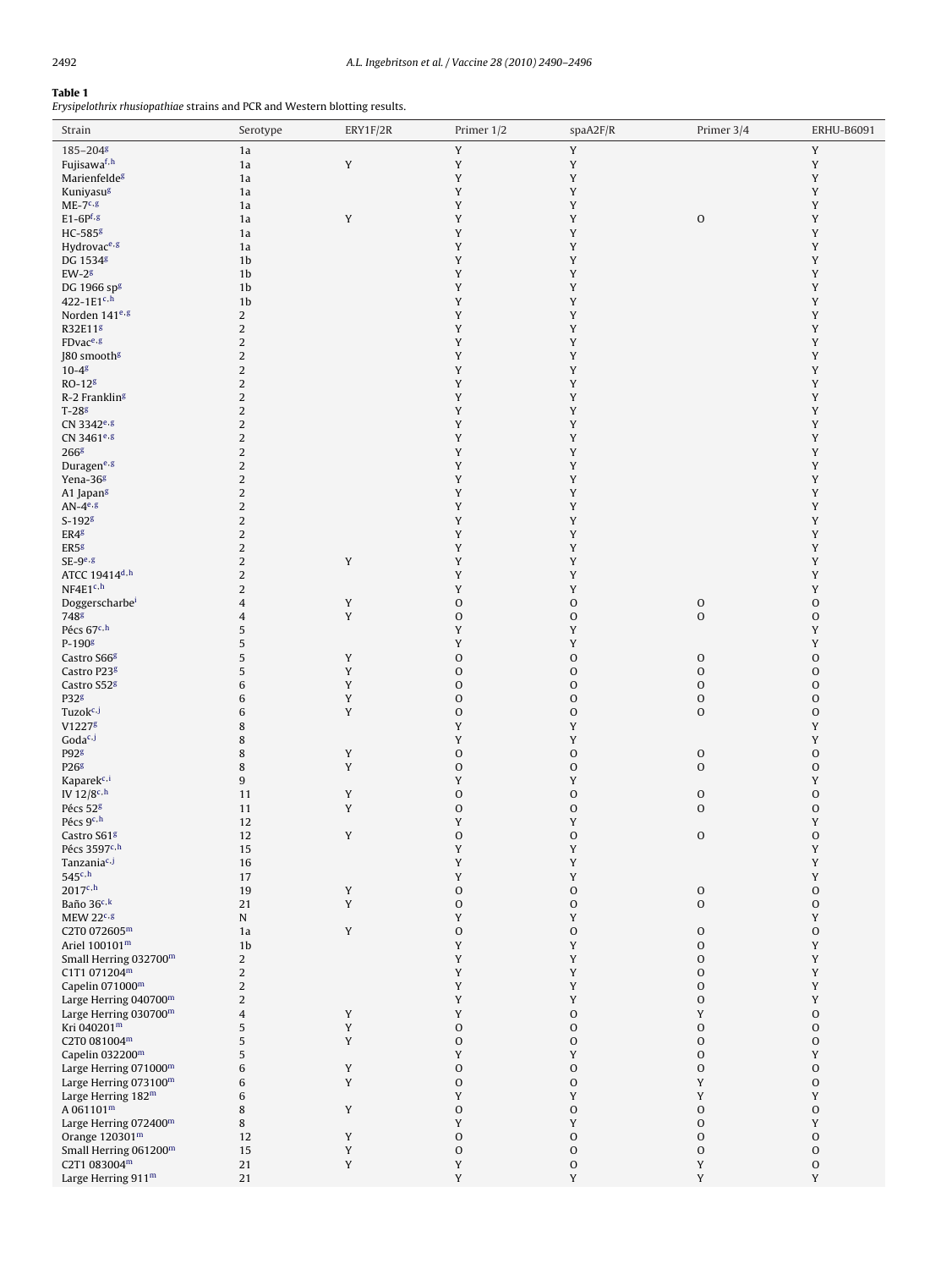**Table 1**

*Erysipelothrix rhusiopathiae* strains and PCR and Western blotting results.

| Strain | Serotype | ERY1F/2R | Primer 1/2 | spaA2F/R | Primer 3/4 | ERHU-B6091 |
|---|---|---|---|---|---|---|
| 185–204[g] | 1a | | Y | Y | | Y |
| Fujisawa[f,h] | 1a | Y | Y | Y | | Y |
| Marienfelde[g] | 1a | | Y | Y | | Y |
| Kuniyasu[g] | 1a | | Y | Y | | Y |
| ME-7[c,g] | 1a | | Y | Y | | Y |
| E1-6P[f,g] | 1a | Y | Y | Y | O | Y |
| HC-585[g] | 1a | | Y | Y | | Y |
| Hydrovac[e,g] | 1a | | Y | Y | | Y |
| DG 1534[g] | 1b | | Y | Y | | Y |
| EW-2[g] | 1b | | Y | Y | | Y |
| DG 1966 sp[g] | 1b | | Y | Y | | Y |
| 422-1E1[c,h] | 1b | | Y | Y | | Y |
| Norden 141[e,g] | 2 | | Y | Y | | Y |
| R32E11[g] | 2 | | Y | Y | | Y |
| FDvac[e,g] | 2 | | Y | Y | | Y |
| J80 smooth[g] | 2 | | Y | Y | | Y |
| 10-4[g] | 2 | | Y | Y | | Y |
| RO-12[g] | 2 | | Y | Y | | Y |
| R-2 Franklin[g] | 2 | | Y | Y | | Y |
| T-28[g] | 2 | | Y | Y | | Y |
| CN 3342[e,g] | 2 | | Y | Y | | Y |
| CN 3461[e,g] | 2 | | Y | Y | | Y |
| 266[g] | 2 | | Y | Y | | Y |
| Duragen[e,g] | 2 | | Y | Y | | Y |
| Yena-36[g] | 2 | | Y | Y | | Y |
| A1 Japan[g] | 2 | | Y | Y | | Y |
| AN-4[e,g] | 2 | | Y | Y | | Y |
| S-192[g] | 2 | | Y | Y | | Y |
| ER4[g] | 2 | | Y | Y | | Y |
| ER5[g] | 2 | | Y | Y | | Y |
| SE-9[e,g] | 2 | Y | Y | Y | | Y |
| ATCC 19414[d,h] | 2 | | Y | Y | | Y |
| NF4E1[c,h] | 2 | | Y | Y | | Y |
| Doggerscharbe[i] | 4 | Y | O | O | O | O |
| 748[g] | 4 | Y | O | O | O | O |
| Pécs 67[c,h] | 5 | | Y | Y | | Y |
| P-190[g] | 5 | | Y | Y | | Y |
| Castro S66[g] | 5 | Y | O | O | O | O |
| Castro P23[g] | 5 | Y | O | O | O | O |
| Castro S52[g] | 6 | Y | O | O | O | O |
| P32[g] | 6 | Y | O | O | O | O |
| Tuzok[c,j] | 6 | Y | O | O | O | O |
| V1227[g] | 8 | | Y | Y | | Y |
| Goda[c,j] | 8 | | Y | Y | | Y |
| P92[g] | 8 | Y | O | O | O | O |
| P26[g] | 8 | Y | O | O | O | O |
| Kaparek[c,i] | 9 | | Y | Y | | Y |
| IV 12/8[c,h] | 11 | Y | O | O | O | O |
| Pécs 52[g] | 11 | Y | O | O | O | O |
| Pécs 9[c,h] | 12 | | Y | Y | | Y |
| Castro S61[g] | 12 | Y | O | O | O | O |
| Pécs 3597[c,h] | 15 | | Y | Y | | Y |
| Tanzania[c,j] | 16 | | Y | Y | | Y |
| 545[c,h] | 17 | | Y | Y | | Y |
| 2017[c,h] | 19 | Y | O | O | O | O |
| Baño 36[c,k] | 21 | Y | O | O | O | O |
| MEW 22[c,g] | N | | Y | Y | | Y |
| C2T0 072605[m] | 1a | Y | O | O | O | O |
| Ariel 100101[m] | 1b | | Y | Y | O | Y |
| Small Herring 032700[m] | 2 | | Y | Y | O | Y |
| C1T1 071204[m] | 2 | | Y | Y | O | Y |
| Capelin 071000[m] | 2 | | Y | Y | O | Y |
| Large Herring 040700[m] | 2 | | Y | Y | O | Y |
| Large Herring 030700[m] | 4 | Y | Y | O | Y | O |
| Kri 040201[m] | 5 | Y | O | O | O | O |
| C2T0 081004[m] | 5 | Y | O | O | O | O |
| Capelin 032200[m] | 5 | | Y | Y | O | Y |
| Large Herring 071000[m] | 6 | Y | O | O | O | O |
| Large Herring 073100[m] | 6 | Y | O | O | Y | O |
| Large Herring 182[m] | 6 | | Y | Y | Y | Y |
| A 061101[m] | 8 | Y | O | O | O | O |
| Large Herring 072400[m] | 8 | | Y | Y | O | Y |
| Orange 120301[m] | 12 | Y | O | O | O | O |
| Small Herring 061200[m] | 15 | Y | O | O | O | O |
| C2T1 083004[m] | 21 | Y | Y | O | Y | O |
| Large Herring 911[m] | 21 | | Y | Y | Y | Y |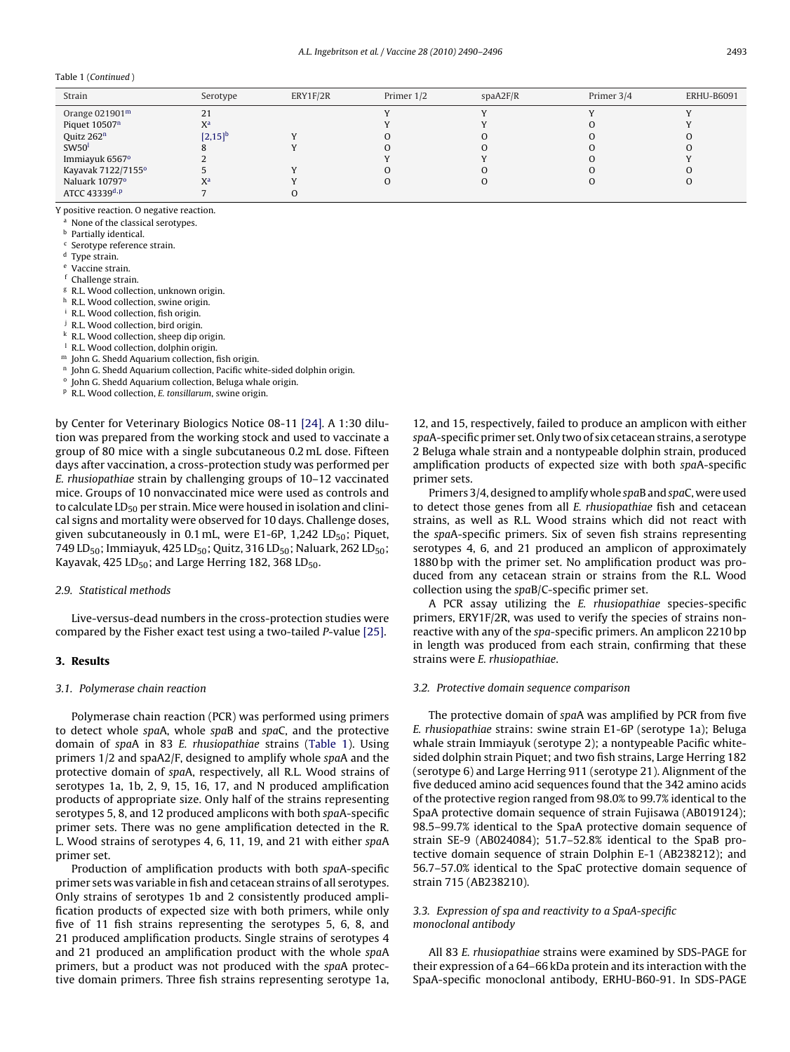Table 1 (*Continued*)

| Strain | Serotype | ERY1F/2R | Primer 1/2 | spaA2F/R | Primer 3/4 | ERHU-B6091 |
|---|---|---|---|---|---|---|
| Orange 021901[m] | 21 | | Y | Y | Y | Y |
| Piquet 10507[n] | X[a] | | Y | Y | O | Y |
| Quitz 262[n] | [2,15][b] | Y | O | O | O | O |
| SW50[l] | 8 | Y | O | O | O | O |
| Immiayuk 6567[o] | 2 | | Y | Y | O | Y |
| Kayavak 7122/7155[o] | 5 | Y | O | O | O | O |
| Naluark 10797[o] | X[a] | Y | O | O | O | O |
| ATCC 43339[d,p] | 7 | O | | | | |

Y positive reaction. O negative reaction.

[a] None of the classical serotypes.
[b] Partially identical.
[c] Serotype reference strain.
[d] Type strain.
[e] Vaccine strain.
[f] Challenge strain.
[g] R.L. Wood collection, unknown origin.
[h] R.L. Wood collection, swine origin.
[i] R.L. Wood collection, fish origin.
[j] R.L. Wood collection, bird origin.
[k] R.L. Wood collection, sheep dip origin.
[l] R.L. Wood collection, dolphin origin.
[m] John G. Shedd Aquarium collection, fish origin.
[n] John G. Shedd Aquarium collection, Pacific white-sided dolphin origin.
[o] John G. Shedd Aquarium collection, Beluga whale origin.
[p] R.L. Wood collection, *E. tonsillarum*, swine origin.

by Center for Veterinary Biologics Notice 08-11 [24]. A 1:30 dilution was prepared from the working stock and used to vaccinate a group of 80 mice with a single subcutaneous 0.2 mL dose. Fifteen days after vaccination, a cross-protection study was performed per *E. rhusiopathiae* strain by challenging groups of 10–12 vaccinated mice. Groups of 10 nonvaccinated mice were used as controls and to calculate $LD_{50}$ per strain. Mice were housed in isolation and clinical signs and mortality were observed for 10 days. Challenge doses, given subcutaneously in 0.1 mL, were E1-6P, 1,242 $LD_{50}$; Piquet, 749 $LD_{50}$; Immiayuk, 425 $LD_{50}$; Quitz, 316 $LD_{50}$; Naluark, 262 $LD_{50}$; Kayavak, 425 $LD_{50}$; and Large Herring 182, 368 $LD_{50}$.

### 2.9. Statistical methods

Live-versus-dead numbers in the cross-protection studies were compared by the Fisher exact test using a two-tailed *P*-value [25].

## 3. Results

### 3.1. Polymerase chain reaction

Polymerase chain reaction (PCR) was performed using primers to detect whole *spa*A, whole *spa*B and *spa*C, and the protective domain of *spa*A in 83 *E. rhusiopathiae* strains (Table 1). Using primers 1/2 and spaA2/F, designed to amplify whole *spa*A and the protective domain of *spa*A, respectively, all R.L. Wood strains of serotypes 1a, 1b, 2, 9, 15, 16, 17, and N produced amplification products of appropriate size. Only half of the strains representing serotypes 5, 8, and 12 produced amplicons with both *spa*A-specific primer sets. There was no gene amplification detected in the R. L. Wood strains of serotypes 4, 6, 11, 19, and 21 with either *spa*A primer set.

Production of amplification products with both *spa*A-specific primer sets was variable in fish and cetacean strains of all serotypes. Only strains of serotypes 1b and 2 consistently produced amplification products of expected size with both primers, while only five of 11 fish strains representing the serotypes 5, 6, 8, and 21 produced amplification products. Single strains of serotypes 4 and 21 produced an amplification product with the whole *spa*A primers, but a product was not produced with the *spa*A protective domain primers. Three fish strains representing serotype 1a, 12, and 15, respectively, failed to produce an amplicon with either *spa*A-specific primer set. Only two of six cetacean strains, a serotype 2 Beluga whale strain and a nontypeable dolphin strain, produced amplification products of expected size with both *spa*A-specific primer sets.

Primers 3/4, designed to amplify whole *spa*B and *spa*C, were used to detect those genes from all *E. rhusiopathiae* fish and cetacean strains, as well as R.L. Wood strains which did not react with the *spa*A-specific primers. Six of seven fish strains representing serotypes 4, 6, and 21 produced an amplicon of approximately 1880 bp with the primer set. No amplification product was produced from any cetacean strain or strains from the R.L. Wood collection using the *spa*B/C-specific primer set.

A PCR assay utilizing the *E. rhusiopathiae* species-specific primers, ERY1F/2R, was used to verify the species of strains nonreactive with any of the *spa*-specific primers. An amplicon 2210 bp in length was produced from each strain, confirming that these strains were *E. rhusiopathiae*.

### 3.2. Protective domain sequence comparison

The protective domain of *spa*A was amplified by PCR from five *E. rhusiopathiae* strains: swine strain E1-6P (serotype 1a); Beluga whale strain Immiayuk (serotype 2); a nontypeable Pacific white-sided dolphin strain Piquet; and two fish strains, Large Herring 182 (serotype 6) and Large Herring 911 (serotype 21). Alignment of the five deduced amino acid sequences found that the 342 amino acids of the protective region ranged from 98.0% to 99.7% identical to the SpaA protective domain sequence of strain Fujisawa (AB019124); 98.5–99.7% identical to the SpaA protective domain sequence of strain SE-9 (AB024084); 51.7–52.8% identical to the SpaB protective domain sequence of strain Dolphin E-1 (AB238212); and 56.7–57.0% identical to the SpaC protective domain sequence of strain 715 (AB238210).

### 3.3. Expression of spa and reactivity to a SpaA-specific monoclonal antibody

All 83 *E. rhusiopathiae* strains were examined by SDS-PAGE for their expression of a 64–66 kDa protein and its interaction with the SpaA-specific monoclonal antibody, ERHU-B60-91. In SDS-PAGE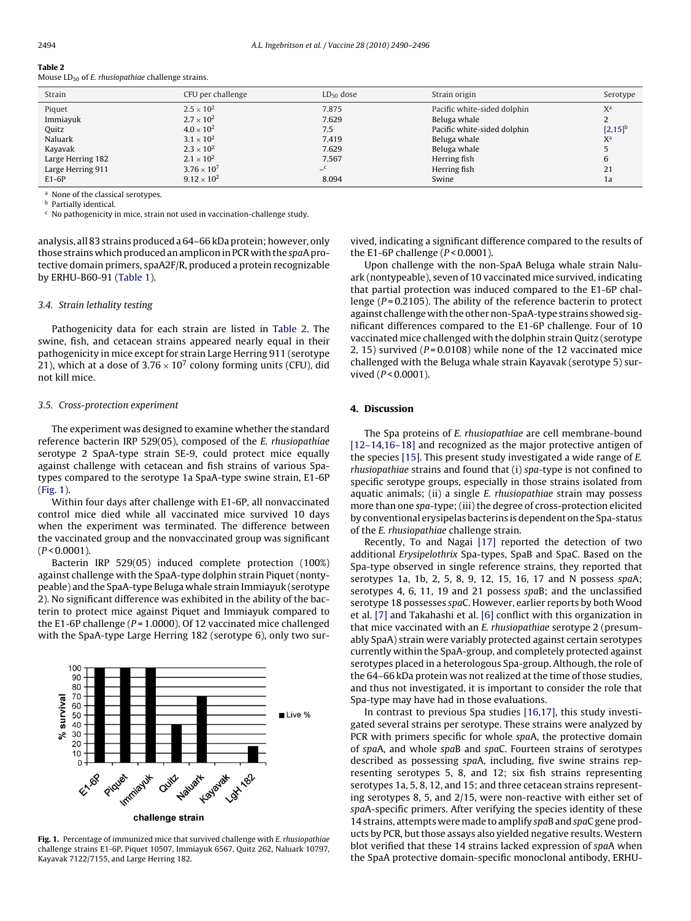**Table 2**
Mouse $LD_{50}$ of *E. rhusiopathiae* challenge strains.

| Strain | CFU per challenge | $LD_{50}$ dose | Strain origin | Serotype |
|---|---|---|---|---|
| Piquet | $2.5 \times 10^2$ | 7.875 | Pacific white-sided dolphin | X[a] |
| Immiayuk | $2.7 \times 10^2$ | 7.629 | Beluga whale | 2 |
| Quitz | $4.0 \times 10^2$ | 7.5 | Pacific white-sided dolphin | [2,15][b] |
| Naluark | $3.1 \times 10^2$ | 7.419 | Beluga whale | X[a] |
| Kayavak | $2.3 \times 10^2$ | 7.629 | Beluga whale | 5 |
| Large Herring 182 | $2.1 \times 10^2$ | 7.567 | Herring fish | 6 |
| Large Herring 911 | $3.76 \times 10^7$ | –[c] | Herring fish | 21 |
| E1-6P | $9.12 \times 10^2$ | 8.094 | Swine | 1a |

[a] None of the classical serotypes.
[b] Partially identical.
[c] No pathogenicity in mice, strain not used in vaccination-challenge study.

analysis, all 83 strains produced a 64–66 kDa protein; however, only those strains which produced an amplicon in PCR with the *spa*A protective domain primers, spaA2F/R, produced a protein recognizable by ERHU-B60-91 (Table 1).

### 3.4. Strain lethality testing

Pathogenicity data for each strain are listed in Table 2. The swine, fish, and cetacean strains appeared nearly equal in their pathogenicity in mice except for strain Large Herring 911 (serotype 21), which at a dose of $3.76 \times 10^7$ colony forming units (CFU), did not kill mice.

### 3.5. Cross-protection experiment

The experiment was designed to examine whether the standard reference bacterin IRP 529(05), composed of the *E. rhusiopathiae* serotype 2 SpaA-type strain SE-9, could protect mice equally against challenge with cetacean and fish strains of various Spa-types compared to the serotype 1a SpaA-type swine strain, E1-6P (Fig. 1).

Within four days after challenge with E1-6P, all nonvaccinated control mice died while all vaccinated mice survived 10 days when the experiment was terminated. The difference between the vaccinated group and the nonvaccinated group was significant ($P < 0.0001$).

Bacterin IRP 529(05) induced complete protection (100%) against challenge with the SpaA-type dolphin strain Piquet (nontypeable) and the SpaA-type Beluga whale strain Immiayuk (serotype 2). No significant difference was exhibited in the ability of the bacterin to protect mice against Piquet and Immiayuk compared to the E1-6P challenge ($P = 1.0000$). Of 12 vaccinated mice challenged with the SpaA-type Large Herring 182 (serotype 6), only two survived, indicating a significant difference compared to the results of the E1-6P challenge ($P < 0.0001$).

Upon challenge with the non-SpaA Beluga whale strain Naluark (nontypeable), seven of 10 vaccinated mice survived, indicating that partial protection was induced compared to the E1-6P challenge ($P = 0.2105$). The ability of the reference bacterin to protect against challenge with the other non-SpaA-type strains showed significant differences compared to the E1-6P challenge. Four of 10 vaccinated mice challenged with the dolphin strain Quitz (serotype 2, 15) survived ($P = 0.0108$) while none of the 12 vaccinated mice challenged with the Beluga whale strain Kayavak (serotype 5) survived ($P < 0.0001$).

% survival
100
90
80
70
60
50
40
30
20
10
0
E1-6P
Piquet
Immiayuk
Quitz
Naluark
Kayavak
LgH 182
Live %
challenge strain

**Fig. 1.** Percentage of immunized mice that survived challenge with *E. rhusiopathiae* challenge strains E1-6P, Piquet 10507, Immiayuk 6567, Quitz 262, Naluark 10797, Kayavak 7122/7155, and Large Herring 182.

## 4. Discussion

The Spa proteins of *E. rhusiopathiae* are cell membrane-bound [12–14,16–18] and recognized as the major protective antigen of the species [15]. This present study investigated a wide range of *E. rhusiopathiae* strains and found that (i) *spa*-type is not confined to specific serotype groups, especially in those strains isolated from aquatic animals; (ii) a single *E. rhusiopathiae* strain may possess more than one *spa*-type; (iii) the degree of cross-protection elicited by conventional erysipelas bacterins is dependent on the Spa-status of the *E. rhusiopathiae* challenge strain.

Recently, To and Nagai [17] reported the detection of two additional *Erysipelothrix* Spa-types, SpaB and SpaC. Based on the Spa-type observed in single reference strains, they reported that serotypes 1a, 1b, 2, 5, 8, 9, 12, 15, 16, 17 and N possess *spa*A; serotypes 4, 6, 11, 19 and 21 possess *spa*B; and the unclassified serotype 18 possesses *spa*C. However, earlier reports by both Wood et al. [7] and Takahashi et al. [6] conflict with this organization in that mice vaccinated with an *E. rhusiopathiae* serotype 2 (presumably SpaA) strain were variably protected against certain serotypes currently within the SpaA-group, and completely protected against serotypes placed in a heterologous Spa-group. Although, the role of the 64–66 kDa protein was not realized at the time of those studies, and thus not investigated, it is important to consider the role that Spa-type may have had in those evaluations.

In contrast to previous Spa studies [16,17], this study investigated several strains per serotype. These strains were analyzed by PCR with primers specific for whole *spa*A, the protective domain of *spa*A, and whole *spa*B and *spa*C. Fourteen strains of serotypes described as possessing *spa*A, including, five swine strains representing serotypes 5, 8, and 12; six fish strains representing serotypes 1a, 5, 8, 12, and 15; and three cetacean strains representing serotypes 8, 5, and 2/15, were non-reactive with either set of *spa*A-specific primers. After verifying the species identity of these 14 strains, attempts were made to amplify *spa*B and *spa*C gene products by PCR, but those assays also yielded negative results. Western blot verified that these 14 strains lacked expression of *spa*A when the SpaA protective domain-specific monoclonal antibody, ERHU-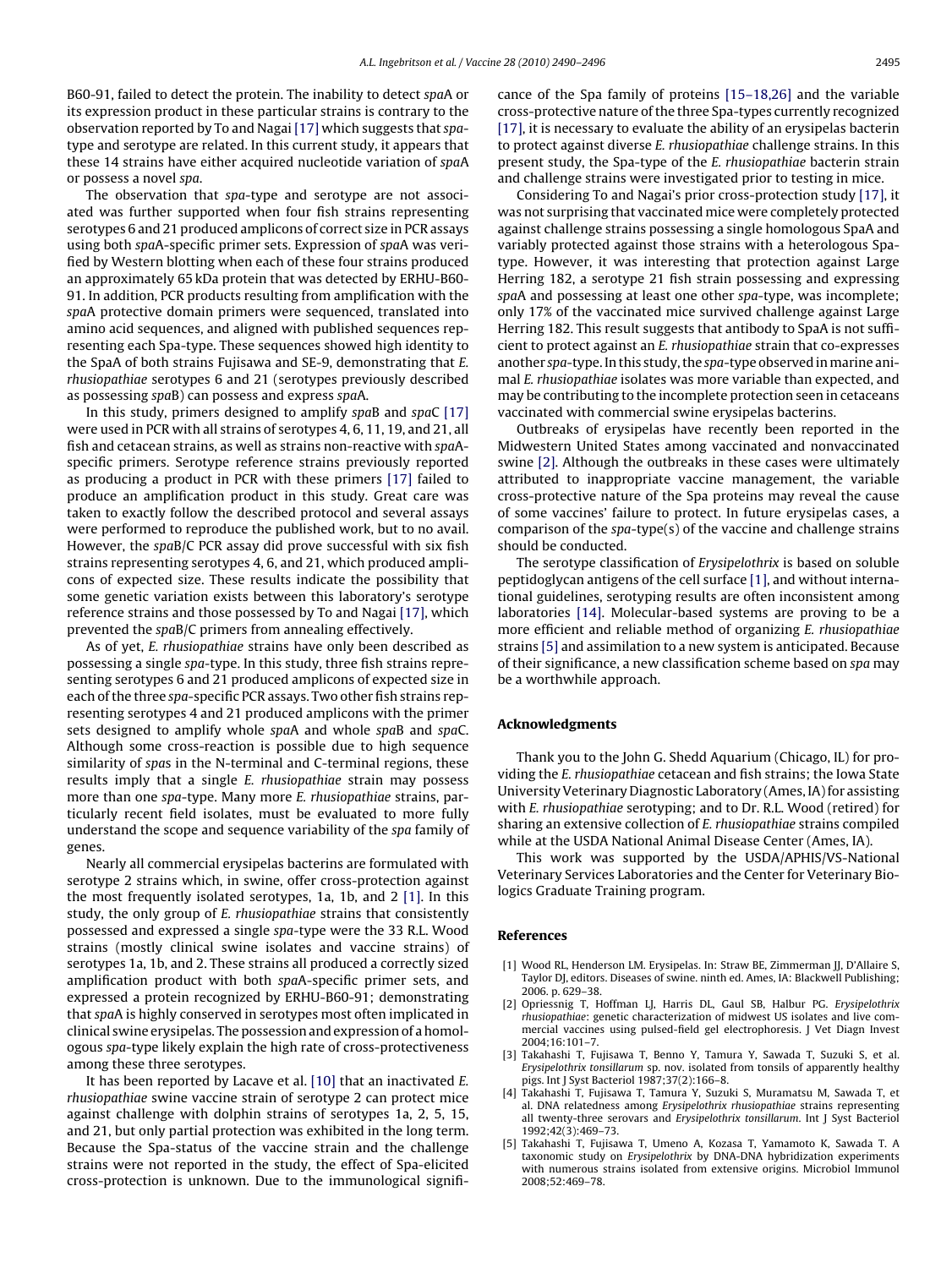B60-91, failed to detect the protein. The inability to detect *spa*A or its expression product in these particular strains is contrary to the observation reported by To and Nagai [17] which suggests that *spa*-type and serotype are related. In this current study, it appears that these 14 strains have either acquired nucleotide variation of *spa*A or possess a novel *spa*.

The observation that *spa*-type and serotype are not associated was further supported when four fish strains representing serotypes 6 and 21 produced amplicons of correct size in PCR assays using both *spa*A-specific primer sets. Expression of *spa*A was verified by Western blotting when each of these four strains produced an approximately 65 kDa protein that was detected by ERHU-B60-91. In addition, PCR products resulting from amplification with the *spa*A protective domain primers were sequenced, translated into amino acid sequences, and aligned with published sequences representing each Spa-type. These sequences showed high identity to the SpaA of both strains Fujisawa and SE-9, demonstrating that *E. rhusiopathiae* serotypes 6 and 21 (serotypes previously described as possessing *spa*B) can possess and express *spa*A.

In this study, primers designed to amplify *spa*B and *spa*C [17] were used in PCR with all strains of serotypes 4, 6, 11, 19, and 21, all fish and cetacean strains, as well as strains non-reactive with *spa*A-specific primers. Serotype reference strains previously reported as producing a product in PCR with these primers [17] failed to produce an amplification product in this study. Great care was taken to exactly follow the described protocol and several assays were performed to reproduce the published work, but to no avail. However, the *spa*B/C PCR assay did prove successful with six fish strains representing serotypes 4, 6, and 21, which produced amplicons of expected size. These results indicate the possibility that some genetic variation exists between this laboratory's serotype reference strains and those possessed by To and Nagai [17], which prevented the *spa*B/C primers from annealing effectively.

As of yet, *E. rhusiopathiae* strains have only been described as possessing a single *spa*-type. In this study, three fish strains representing serotypes 6 and 21 produced amplicons of expected size in each of the three *spa*-specific PCR assays. Two other fish strains representing serotypes 4 and 21 produced amplicons with the primer sets designed to amplify whole *spa*A and whole *spa*B and *spa*C. Although some cross-reaction is possible due to high sequence similarity of *spa*s in the N-terminal and C-terminal regions, these results imply that a single *E. rhusiopathiae* strain may possess more than one *spa*-type. Many more *E. rhusiopathiae* strains, particularly recent field isolates, must be evaluated to more fully understand the scope and sequence variability of the *spa* family of genes.

Nearly all commercial erysipelas bacterins are formulated with serotype 2 strains which, in swine, offer cross-protection against the most frequently isolated serotypes, 1a, 1b, and 2 [1]. In this study, the only group of *E. rhusiopathiae* strains that consistently possessed and expressed a single *spa*-type were the 33 R.L. Wood strains (mostly clinical swine isolates and vaccine strains) of serotypes 1a, 1b, and 2. These strains all produced a correctly sized amplification product with both *spa*A-specific primer sets, and expressed a protein recognized by ERHU-B60-91; demonstrating that *spa*A is highly conserved in serotypes most often implicated in clinical swine erysipelas. The possession and expression of a homologous *spa*-type likely explain the high rate of cross-protectiveness among these three serotypes.

It has been reported by Lacave et al. [10] that an inactivated *E. rhusiopathiae* swine vaccine strain of serotype 2 can protect mice against challenge with dolphin strains of serotypes 1a, 2, 5, 15, and 21, but only partial protection was exhibited in the long term. Because the Spa-status of the vaccine strain and the challenge strains were not reported in the study, the effect of Spa-elicited cross-protection is unknown. Due to the immunological significance of the Spa family of proteins [15–18,26] and the variable cross-protective nature of the three Spa-types currently recognized [17], it is necessary to evaluate the ability of an erysipelas bacterin to protect against diverse *E. rhusiopathiae* challenge strains. In this present study, the Spa-type of the *E. rhusiopathiae* bacterin strain and challenge strains were investigated prior to testing in mice.

Considering To and Nagai's prior cross-protection study [17], it was not surprising that vaccinated mice were completely protected against challenge strains possessing a single homologous SpaA and variably protected against those strains with a heterologous Spa-type. However, it was interesting that protection against Large Herring 182, a serotype 21 fish strain possessing and expressing *spa*A and possessing at least one other *spa*-type, was incomplete; only 17% of the vaccinated mice survived challenge against Large Herring 182. This result suggests that antibody to SpaA is not sufficient to protect against an *E. rhusiopathiae* strain that co-expresses another *spa*-type. In this study, the *spa*-type observed in marine animal *E. rhusiopathiae* isolates was more variable than expected, and may be contributing to the incomplete protection seen in cetaceans vaccinated with commercial swine erysipelas bacterins.

Outbreaks of erysipelas have recently been reported in the Midwestern United States among vaccinated and nonvaccinated swine [2]. Although the outbreaks in these cases were ultimately attributed to inappropriate vaccine management, the variable cross-protective nature of the Spa proteins may reveal the cause of some vaccines' failure to protect. In future erysipelas cases, a comparison of the *spa*-type(s) of the vaccine and challenge strains should be conducted.

The serotype classification of *Erysipelothrix* is based on soluble peptidoglycan antigens of the cell surface [1], and without international guidelines, serotyping results are often inconsistent among laboratories [14]. Molecular-based systems are proving to be a more efficient and reliable method of organizing *E. rhusiopathiae* strains [5] and assimilation to a new system is anticipated. Because of their significance, a new classification scheme based on *spa* may be a worthwhile approach.

## Acknowledgments

Thank you to the John G. Shedd Aquarium (Chicago, IL) for providing the *E. rhusiopathiae* cetacean and fish strains; the Iowa State University Veterinary Diagnostic Laboratory (Ames, IA) for assisting with *E. rhusiopathiae* serotyping; and to Dr. R.L. Wood (retired) for sharing an extensive collection of *E. rhusiopathiae* strains compiled while at the USDA National Animal Disease Center (Ames, IA).

This work was supported by the USDA/APHIS/VS-National Veterinary Services Laboratories and the Center for Veterinary Biologics Graduate Training program.

## References

[1] Wood RL, Henderson LM. Erysipelas. In: Straw BE, Zimmerman JJ, D'Allaire S, Taylor DJ, editors. Diseases of swine. ninth ed. Ames, IA: Blackwell Publishing; 2006. p. 629–38.

[2] Opriessnig T, Hoffman LJ, Harris DL, Gaul SB, Halbur PG. *Erysipelothrix rhusiopathiae*: genetic characterization of midwest US isolates and live commercial vaccines using pulsed-field gel electrophoresis. J Vet Diagn Invest 2004;16:101–7.

[3] Takahashi T, Fujisawa T, Benno Y, Tamura Y, Sawada T, Suzuki S, et al. *Erysipelothrix tonsillarum* sp. nov. isolated from tonsils of apparently healthy pigs. Int J Syst Bacteriol 1987;37(2):166–8.

[4] Takahashi T, Fujisawa T, Tamura Y, Suzuki S, Muramatsu M, Sawada T, et al. DNA relatedness among *Erysipelothrix rhusiopathiae* strains representing all twenty-three serovars and *Erysipelothrix tonsillarum*. Int J Syst Bacteriol 1992;42(3):469–73.

[5] Takahashi T, Fujisawa T, Umeno A, Kozasa T, Yamamoto K, Sawada T. A taxonomic study on *Erysipelothrix* by DNA-DNA hybridization experiments with numerous strains isolated from extensive origins. Microbiol Immunol 2008;52:469–78.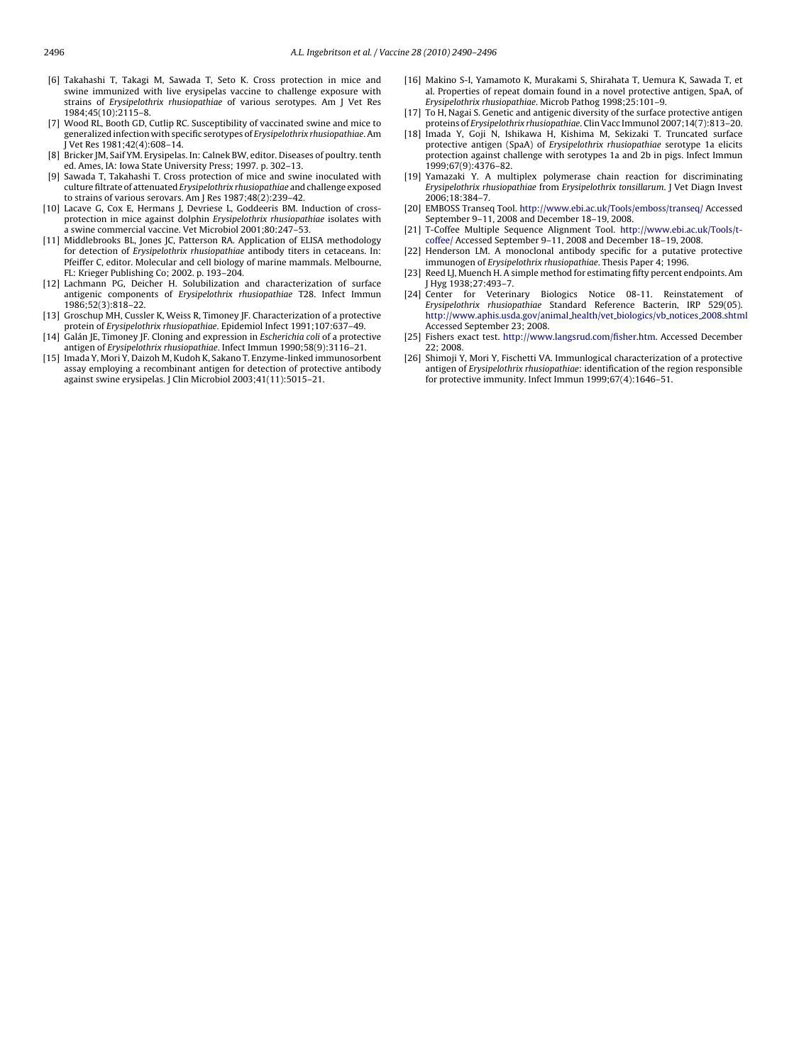[6] Takahashi T, Takagi M, Sawada T, Seto K. Cross protection in mice and swine immunized with live erysipelas vaccine to challenge exposure with strains of *Erysipelothrix rhusiopathiae* of various serotypes. Am J Vet Res 1984;45(10):2115–8.

[7] Wood RL, Booth GD, Cutlip RC. Susceptibility of vaccinated swine and mice to generalized infection with specific serotypes of *Erysipelothrix rhusiopathiae*. Am J Vet Res 1981;42(4):608–14.

[8] Bricker JM, Saif YM. Erysipelas. In: Calnek BW, editor. Diseases of poultry. tenth ed. Ames, IA: Iowa State University Press; 1997. p. 302–13.

[9] Sawada T, Takahashi T. Cross protection of mice and swine inoculated with culture filtrate of attenuated *Erysipelothrix rhusiopathiae* and challenge exposed to strains of various serovars. Am J Res 1987;48(2):239–42.

[10] Lacave G, Cox E, Hermans J, Devriese L, Goddeeris BM. Induction of cross-protection in mice against dolphin *Erysipelothrix rhusiopathiae* isolates with a swine commercial vaccine. Vet Microbiol 2001;80:247–53.

[11] Middlebrooks BL, Jones JC, Patterson RA. Application of ELISA methodology for detection of *Erysipelothrix rhusiopathiae* antibody titers in cetaceans. In: Pfeiffer C, editor. Molecular and cell biology of marine mammals. Melbourne, FL: Krieger Publishing Co; 2002. p. 193–204.

[12] Lachmann PG, Deicher H. Solubilization and characterization of surface antigenic components of *Erysipelothrix rhusiopathiae* T28. Infect Immun 1986;52(3):818–22.

[13] Groschup MH, Cussler K, Weiss R, Timoney JF. Characterization of a protective protein of *Erysipelothrix rhusiopathiae*. Epidemiol Infect 1991;107:637–49.

[14] Galán JE, Timoney JF. Cloning and expression in *Escherichia coli* of a protective antigen of *Erysipelothrix rhusiopathiae*. Infect Immun 1990;58(9):3116–21.

[15] Imada Y, Mori Y, Daizoh M, Kudoh K, Sakano T. Enzyme-linked immunosorbent assay employing a recombinant antigen for detection of protective antibody against swine erysipelas. J Clin Microbiol 2003;41(11):5015–21.

[16] Makino S-I, Yamamoto K, Murakami S, Shirahata T, Uemura K, Sawada T, et al. Properties of repeat domain found in a novel protective antigen, SpaA, of *Erysipelothrix rhusiopathiae*. Microb Pathog 1998;25:101–9.

[17] To H, Nagai S. Genetic and antigenic diversity of the surface protective antigen proteins of *Erysipelothrix rhusiopathiae*. Clin Vacc Immunol 2007;14(7):813–20.

[18] Imada Y, Goji N, Ishikawa H, Kishima M, Sekizaki T. Truncated surface protective antigen (SpaA) of *Erysipelothrix rhusiopathiae* serotype 1a elicits protection against challenge with serotypes 1a and 2b in pigs. Infect Immun 1999;67(9):4376–82.

[19] Yamazaki Y. A multiplex polymerase chain reaction for discriminating *Erysipelothrix rhusiopathiae* from *Erysipelothrix tonsillarum*. J Vet Diagn Invest 2006;18:384–7.

[20] EMBOSS Transeq Tool. http://www.ebi.ac.uk/Tools/emboss/transeq/ Accessed September 9–11, 2008 and December 18–19, 2008.

[21] T-Coffee Multiple Sequence Alignment Tool. http://www.ebi.ac.uk/Tools/t-coffee/ Accessed September 9–11, 2008 and December 18–19, 2008.

[22] Henderson LM. A monoclonal antibody specific for a putative protective immunogen of *Erysipelothrix rhusiopathiae*. Thesis Paper 4; 1996.

[23] Reed LJ, Muench H. A simple method for estimating fifty percent endpoints. Am J Hyg 1938;27:493–7.

[24] Center for Veterinary Biologics Notice 08-11. Reinstatement of *Erysipelothrix rhusiopathiae* Standard Reference Bacterin, IRP 529(05). http://www.aphis.usda.gov/animal_health/vet_biologics/vb_notices_2008.shtml Accessed September 23; 2008.

[25] Fishers exact test. http://www.langsrud.com/fisher.htm. Accessed December 22; 2008.

[26] Shimoji Y, Mori Y, Fischetti VA. Immunlogical characterization of a protective antigen of *Erysipelothrix rhusiopathiae*: identification of the region responsible for protective immunity. Infect Immun 1999;67(4):1646–51.